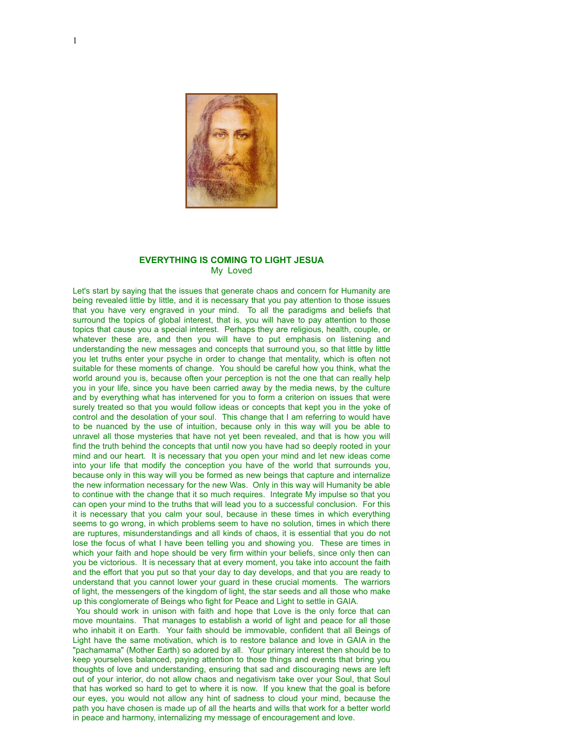## EVERYTHING IS COMING TO LIGHT JESUA

My Loved

Let's start by saying that the issues that generate chaos and concern for Humanity are being revealed little by little, and it is necessary that you pay attention to those issues that you have very engraved in your mind. To all the paradigms and beliefs that surround the topics of global interest, that is, you will have to pay attention to those topics that cause you a special interest. Perhaps they are religious, health, couple, or whatever these are, and then you will have to put emphasis on listening and understanding the new messages and concepts that surround you, so that little by little you let truths enter your psyche in order to change that mentality, which is often not suitable for these moments of change. You should be careful how you think, what the world around you is, because often your perception is not the one that can really help you in your life, since you have been carried away by the media news, by the culture and by everything what has intervened for you to form a criterion on issues that were surely treated so that you would follow ideas or concepts that kept you in the yoke of control and the desolation of your soul. This change that I am referring to would have to be nuanced by the use of intuition, because only in this way will you be able to unravel all those mysteries that have not yet been revealed, and that is how you will find the truth behind the concepts that until now you have had so deeply rooted in your mind and our heart. It is necessary that you open your mind and let new ideas come into your life that modify the conception you have of the world that surrounds you, because only in this way will you be formed as new beings that capture and internalize the new information necessary for the new Was. Only in this way will Humanity be able to continue with the change that it so much requires. Integrate My impulse so that you can open your mind to the truths that will lead you to a successful conclusion. For this it is necessary that you calm your soul, because in these times in which everything seems to go wrong, in which problems seem to have no solution, times in which there are ruptures, misunderstandings and all kinds of chaos, it is essential that you do not lose the focus of what I have been telling you and showing you. These are times in which your faith and hope should be very firm within your beliefs, since only then can you be victorious. It is necessary that at every moment, you take into account the faith and the effort that you put so that your day to day develops, and that you are ready to understand that you cannot lower your guard in these crucial moments. The warriors of light, the messengers of the kingdom of light, the star seeds and all those who make up this conglomerate of Beings who fight for Peace and Light to settle in GAIA.

You should work in unison with faith and hope that Love is the only force that can move mountains. That manages to establish a world of light and peace for all those who inhabit it on Earth. Your faith should be immovable, confident that all Beings of Light have the same motivation, which is to restore balance and love in GAIA in the "pachamama" (Mother Earth) so adored by all. Your primary interest then should be to keep yourselves balanced, paying attention to those things and events that bring you thoughts of love and understanding, ensuring that sad and discouraging news are left out of your interior, do not allow chaos and negativism take over your Soul, that Soul that has worked so hard to get to where it is now. If you knew that the goal is before our eyes, you would not allow any hint of sadness to cloud your mind, because the path you have chosen is made up of all the hearts and wills that work for a better world in peace and harmony, internalizing my message of encouragement and love.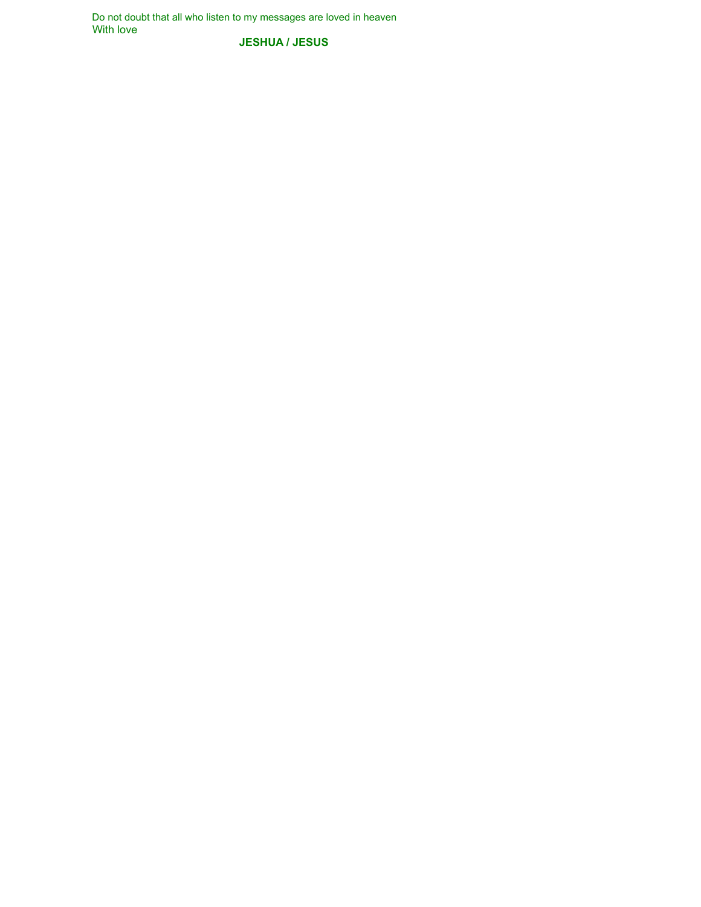Do not doubt that all who listen to my messages are loved in heaven

With love

**JESHUA / JESUS**